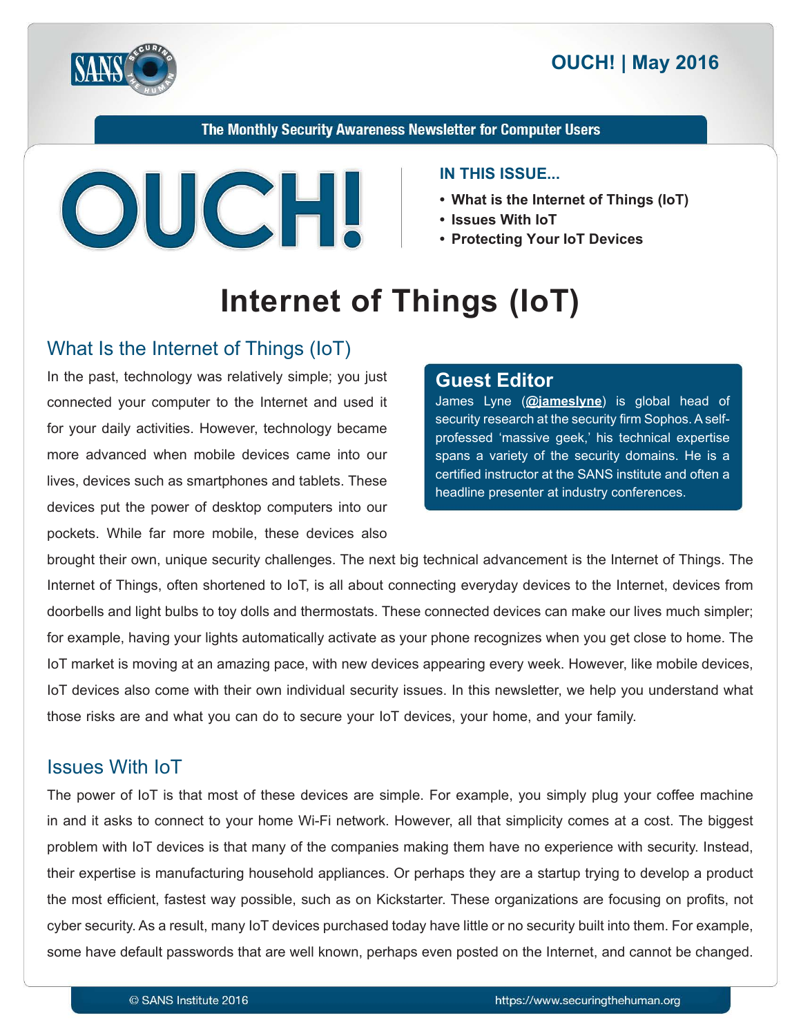# OUCH! | May 2016

The Monthly Security Awareness Newsletter for Computer Users

**IN THIS ISSUE...**

- **What is the Internet of Things (IoT)**
- **Issues With IoT**
- **Protecting Your IoT Devices**

# Internet of Things (IoT)

## What Is the Internet of Things (IoT)

In the past, technology was relatively simple; you just connected your computer to the Internet and used it for your daily activities. However, technology became more advanced when mobile devices came into our lives, devices such as smartphones and tablets. These devices put the power of desktop computers into our pockets. While far more mobile, these devices also brought their own, unique security challenges. The next big technical advancement is the Internet of Things. The Internet of Things, often shortened to IoT, is all about connecting everyday devices to the Internet, devices from doorbells and light bulbs to toy dolls and thermostats. These connected devices can make our lives much simpler; for example, having your lights automatically activate as your phone recognizes when you get close to home. The IoT market is moving at an amazing pace, with new devices appearing every week. However, like mobile devices, IoT devices also come with their own individual security issues. In this newsletter, we help you understand what those risks are and what you can do to secure your IoT devices, your home, and your family.

### Guest Editor

James Lyne (**@jameslyne**) is global head of security research at the security firm Sophos. A self-professed 'massive geek,' his technical expertise spans a variety of the security domains. He is a certified instructor at the SANS institute and often a headline presenter at industry conferences.

## Issues With IoT

The power of IoT is that most of these devices are simple. For example, you simply plug your coffee machine in and it asks to connect to your home Wi-Fi network. However, all that simplicity comes at a cost. The biggest problem with IoT devices is that many of the companies making them have no experience with security. Instead, their expertise is manufacturing household appliances. Or perhaps they are a startup trying to develop a product the most efficient, fastest way possible, such as on Kickstarter. These organizations are focusing on profits, not cyber security. As a result, many IoT devices purchased today have little or no security built into them. For example, some have default passwords that are well known, perhaps even posted on the Internet, and cannot be changed.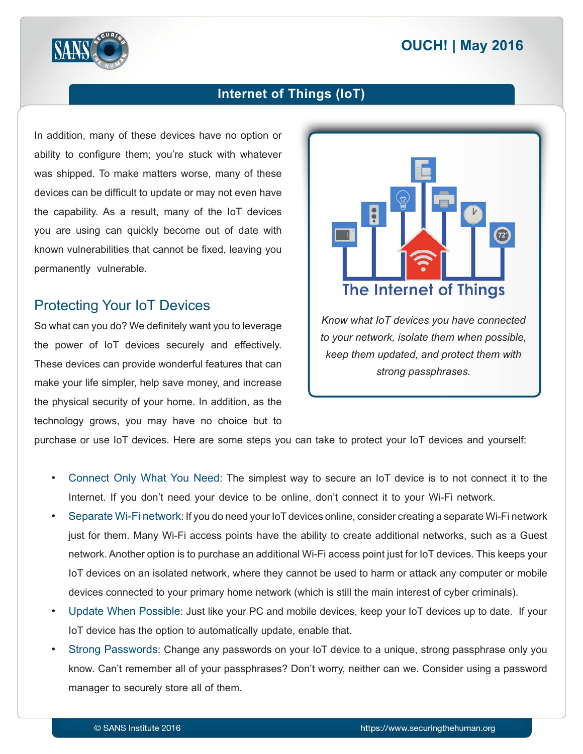## Internet of Things (IoT)

In addition, many of these devices have no option or ability to configure them; you're stuck with whatever was shipped. To make matters worse, many of these devices can be difficult to update or may not even have the capability. As a result, many of the IoT devices you are using can quickly become out of date with known vulnerabilities that cannot be fixed, leaving you permanently vulnerable.

*Know what IoT devices you have connected to your network, isolate them when possible, keep them updated, and protect them with strong passphrases.*

### Protecting Your IoT Devices

So what can you do? We definitely want you to leverage the power of IoT devices securely and effectively. These devices can provide wonderful features that can make your life simpler, help save money, and increase the physical security of your home. In addition, as the technology grows, you may have no choice but to purchase or use IoT devices. Here are some steps you can take to protect your IoT devices and yourself:

- Connect Only What You Need: The simplest way to secure an IoT device is to not connect it to the Internet. If you don't need your device to be online, don't connect it to your Wi-Fi network.
- Separate Wi-Fi network: If you do need your IoT devices online, consider creating a separate Wi-Fi network just for them. Many Wi-Fi access points have the ability to create additional networks, such as a Guest network. Another option is to purchase an additional Wi-Fi access point just for IoT devices. This keeps your IoT devices on an isolated network, where they cannot be used to harm or attack any computer or mobile devices connected to your primary home network (which is still the main interest of cyber criminals).
- Update When Possible: Just like your PC and mobile devices, keep your IoT devices up to date. If your IoT device has the option to automatically update, enable that.
- Strong Passwords: Change any passwords on your IoT device to a unique, strong passphrase only you know. Can't remember all of your passphrases? Don't worry, neither can we. Consider using a password manager to securely store all of them.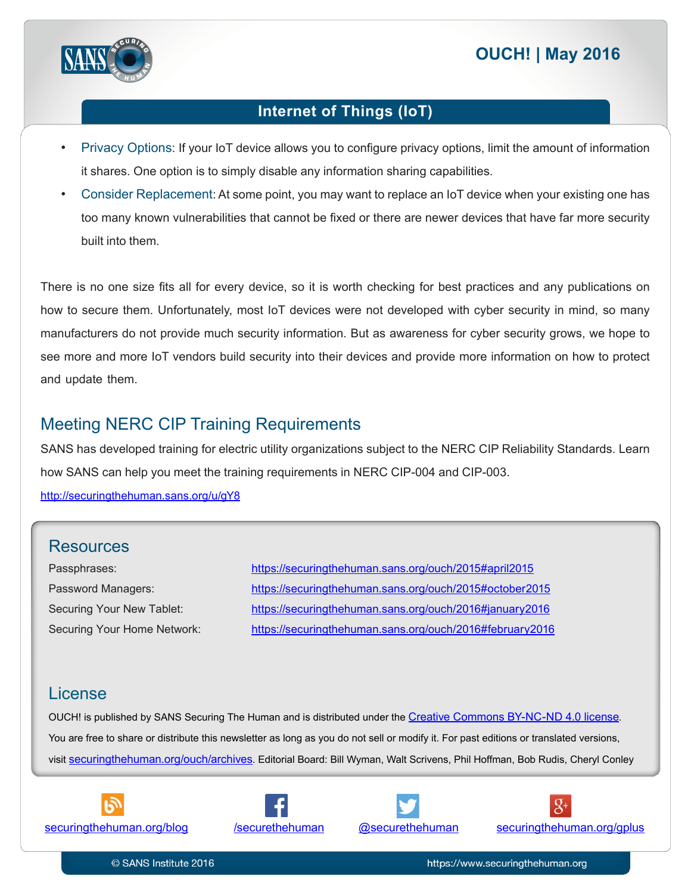- Privacy Options: If your IoT device allows you to configure privacy options, limit the amount of information it shares. One option is to simply disable any information sharing capabilities.
- Consider Replacement: At some point, you may want to replace an IoT device when your existing one has too many known vulnerabilities that cannot be fixed or there are newer devices that have far more security built into them.

There is no one size fits all for every device, so it is worth checking for best practices and any publications on how to secure them. Unfortunately, most IoT devices were not developed with cyber security in mind, so many manufacturers do not provide much security information. But as awareness for cyber security grows, we hope to see more and more IoT vendors build security into their devices and provide more information on how to protect and update them.

## Meeting NERC CIP Training Requirements

SANS has developed training for electric utility organizations subject to the NERC CIP Reliability Standards. Learn how SANS can help you meet the training requirements in NERC CIP-004 and CIP-003.

http://securingthehuman.sans.org/u/gY8

## Resources

| | |
|---|---|
| Passphrases: | https://securingthehuman.sans.org/ouch/2015#april2015 |
| Password Managers: | https://securingthehuman.sans.org/ouch/2015#october2015 |
| Securing Your New Tablet: | https://securingthehuman.sans.org/ouch/2016#january2016 |
| Securing Your Home Network: | https://securingthehuman.sans.org/ouch/2016#february2016 |

## License

OUCH! is published by SANS Securing The Human and is distributed under the Creative Commons BY-NC-ND 4.0 license. You are free to share or distribute this newsletter as long as you do not sell or modify it. For past editions or translated versions, visit securingthehuman.org/ouch/archives. Editorial Board: Bill Wyman, Walt Scrivens, Phil Hoffman, Bob Rudis, Cheryl Conley

securingthehuman.org/blog | /securethehuman | @securethehuman | securingthehuman.org/gplus